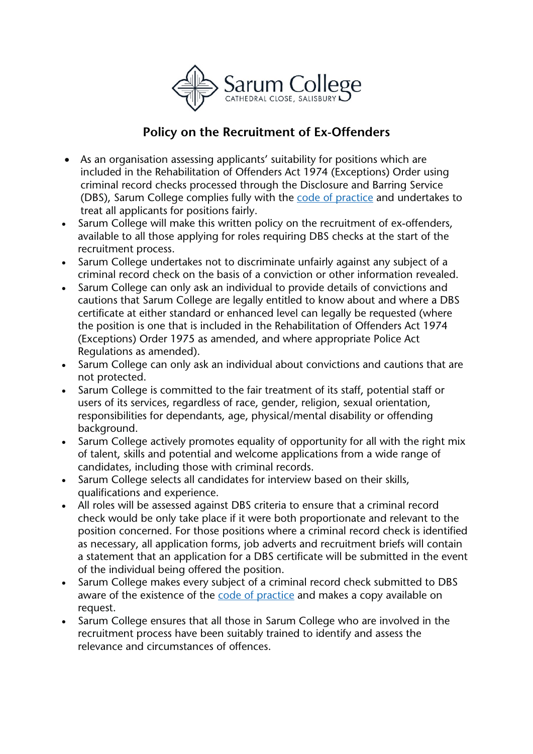Sarum College
CATHEDRAL CLOSE, SALISBURY

## Policy on the Recruitment of Ex-Offenders

- As an organisation assessing applicants' suitability for positions which are included in the Rehabilitation of Offenders Act 1974 (Exceptions) Order using criminal record checks processed through the Disclosure and Barring Service (DBS), Sarum College complies fully with the code of practice and undertakes to treat all applicants for positions fairly.
- Sarum College will make this written policy on the recruitment of ex-offenders, available to all those applying for roles requiring DBS checks at the start of the recruitment process.
- Sarum College undertakes not to discriminate unfairly against any subject of a criminal record check on the basis of a conviction or other information revealed.
- Sarum College can only ask an individual to provide details of convictions and cautions that Sarum College are legally entitled to know about and where a DBS certificate at either standard or enhanced level can legally be requested (where the position is one that is included in the Rehabilitation of Offenders Act 1974 (Exceptions) Order 1975 as amended, and where appropriate Police Act Regulations as amended).
- Sarum College can only ask an individual about convictions and cautions that are not protected.
- Sarum College is committed to the fair treatment of its staff, potential staff or users of its services, regardless of race, gender, religion, sexual orientation, responsibilities for dependants, age, physical/mental disability or offending background.
- Sarum College actively promotes equality of opportunity for all with the right mix of talent, skills and potential and welcome applications from a wide range of candidates, including those with criminal records.
- Sarum College selects all candidates for interview based on their skills, qualifications and experience.
- All roles will be assessed against DBS criteria to ensure that a criminal record check would be only take place if it were both proportionate and relevant to the position concerned. For those positions where a criminal record check is identified as necessary, all application forms, job adverts and recruitment briefs will contain a statement that an application for a DBS certificate will be submitted in the event of the individual being offered the position.
- Sarum College makes every subject of a criminal record check submitted to DBS aware of the existence of the code of practice and makes a copy available on request.
- Sarum College ensures that all those in Sarum College who are involved in the recruitment process have been suitably trained to identify and assess the relevance and circumstances of offences.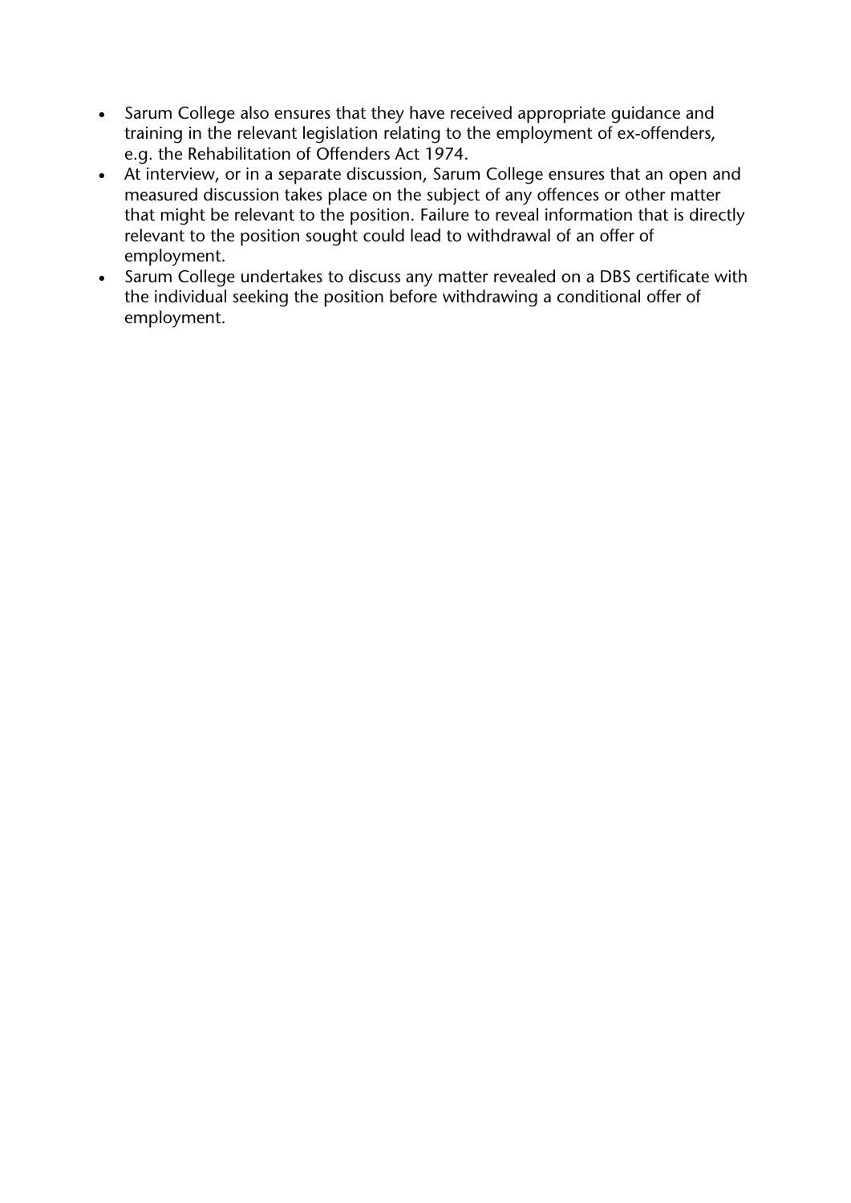- Sarum College also ensures that they have received appropriate guidance and training in the relevant legislation relating to the employment of ex-offenders, e.g. the Rehabilitation of Offenders Act 1974.
- At interview, or in a separate discussion, Sarum College ensures that an open and measured discussion takes place on the subject of any offences or other matter that might be relevant to the position. Failure to reveal information that is directly relevant to the position sought could lead to withdrawal of an offer of employment.
- Sarum College undertakes to discuss any matter revealed on a DBS certificate with the individual seeking the position before withdrawing a conditional offer of employment.